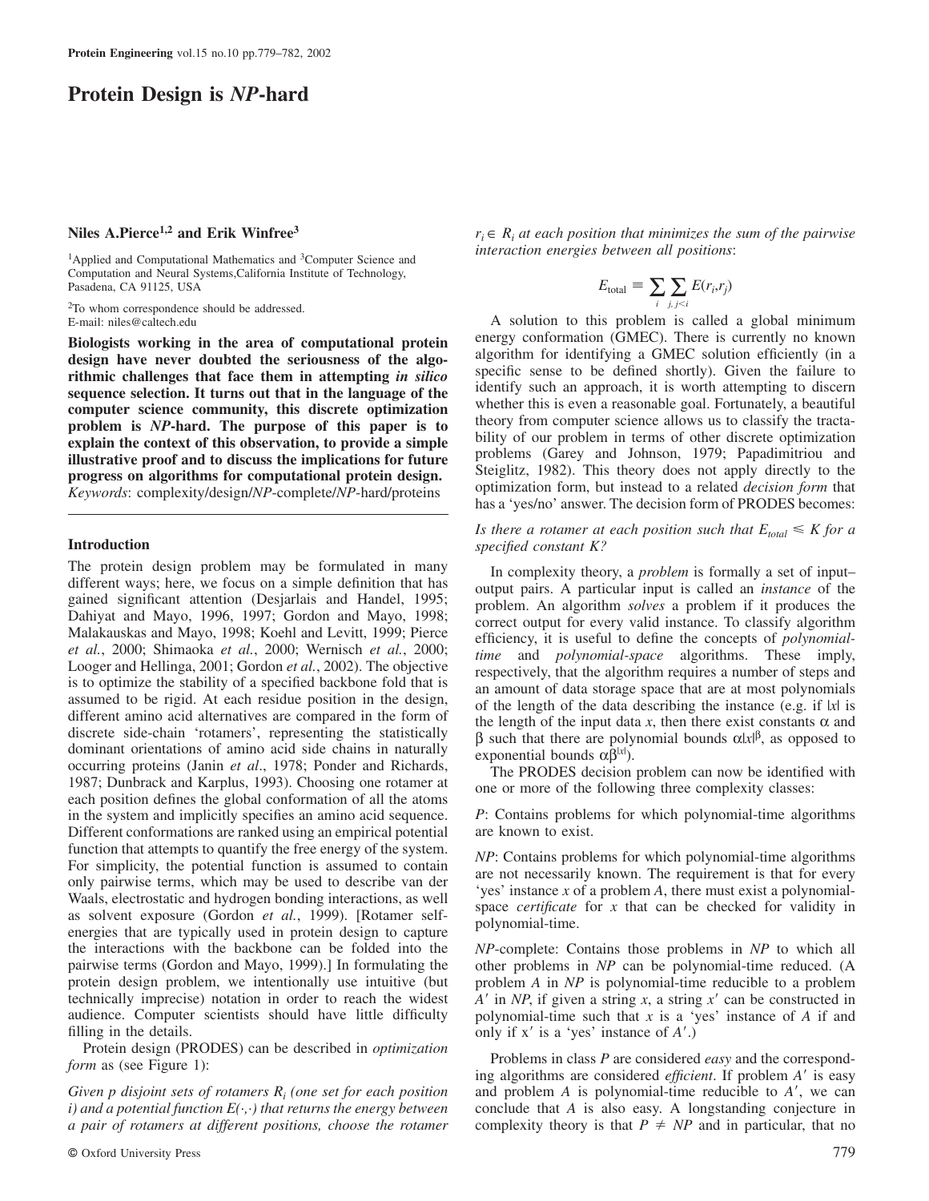# Protein Design is *NP*-hard

**Niles A.Pierce[1,2] and Erik Winfree[3]**

[1]Applied and Computational Mathematics and [3]Computer Science and Computation and Neural Systems,California Institute of Technology, Pasadena, CA 91125, USA

[2]To whom correspondence should be addressed.
E-mail: niles@caltech.edu

**Biologists working in the area of computational protein design have never doubted the seriousness of the algorithmic challenges that face them in attempting *in silico* sequence selection. It turns out that in the language of the computer science community, this discrete optimization problem is *NP*-hard. The purpose of this paper is to explain the context of this observation, to provide a simple illustrative proof and to discuss the implications for future progress on algorithms for computational protein design.**

*Keywords*: complexity/design/*NP*-complete/*NP*-hard/proteins

## Introduction

The protein design problem may be formulated in many different ways; here, we focus on a simple definition that has gained significant attention (Desjarlais and Handel, 1995; Dahiyat and Mayo, 1996, 1997; Gordon and Mayo, 1998; Malakauskas and Mayo, 1998; Koehl and Levitt, 1999; Pierce *et al.*, 2000; Shimaoka *et al.*, 2000; Wernisch *et al.*, 2000; Looger and Hellinga, 2001; Gordon *et al.*, 2002). The objective is to optimize the stability of a specified backbone fold that is assumed to be rigid. At each residue position in the design, different amino acid alternatives are compared in the form of discrete side-chain 'rotamers', representing the statistically dominant orientations of amino acid side chains in naturally occurring proteins (Janin *et al.*, 1978; Ponder and Richards, 1987; Dunbrack and Karplus, 1993). Choosing one rotamer at each position defines the global conformation of all the atoms in the system and implicitly specifies an amino acid sequence. Different conformations are ranked using an empirical potential function that attempts to quantify the free energy of the system. For simplicity, the potential function is assumed to contain only pairwise terms, which may be used to describe van der Waals, electrostatic and hydrogen bonding interactions, as well as solvent exposure (Gordon *et al.*, 1999). [Rotamer self-energies that are typically used in protein design to capture the interactions with the backbone can be folded into the pairwise terms (Gordon and Mayo, 1999).] In formulating the protein design problem, we intentionally use intuitive (but technically imprecise) notation in order to reach the widest audience. Computer scientists should have little difficulty filling in the details.

Protein design (PRODES) can be described in *optimization form* as (see Figure 1):

*Given p disjoint sets of rotamers $R_i$ (one set for each position i) and a potential function $E(\cdot,\cdot)$ that returns the energy between a pair of rotamers at different positions, choose the rotamer $r_i \in R_i$ at each position that minimizes the sum of the pairwise interaction energies between all positions*:

$$E_{\text{total}} \equiv \sum_{i} \sum_{j,\, j<i} E(r_i, r_j)$$

A solution to this problem is called a global minimum energy conformation (GMEC). There is currently no known algorithm for identifying a GMEC solution efficiently (in a specific sense to be defined shortly). Given the failure to identify such an approach, it is worth attempting to discern whether this is even a reasonable goal. Fortunately, a beautiful theory from computer science allows us to classify the tractability of our problem in terms of other discrete optimization problems (Garey and Johnson, 1979; Papadimitriou and Steiglitz, 1982). This theory does not apply directly to the optimization form, but instead to a related *decision form* that has a 'yes/no' answer. The decision form of PRODES becomes:

*Is there a rotamer at each position such that $E_{total} \leqslant K$ for a specified constant K?*

In complexity theory, a *problem* is formally a set of input–output pairs. A particular input is called an *instance* of the problem. An algorithm *solves* a problem if it produces the correct output for every valid instance. To classify algorithm efficiency, it is useful to define the concepts of *polynomial-time* and *polynomial-space* algorithms. These imply, respectively, that the algorithm requires a number of steps and an amount of data storage space that are at most polynomials of the length of the data describing the instance (e.g. if $|x|$ is the length of the input data $x$, then there exist constants $\alpha$ and $\beta$ such that there are polynomial bounds $\alpha|x|^{\beta}$, as opposed to exponential bounds $\alpha\beta^{|x|}$).

The PRODES decision problem can now be identified with one or more of the following three complexity classes:

*P*: Contains problems for which polynomial-time algorithms are known to exist.

*NP*: Contains problems for which polynomial-time algorithms are not necessarily known. The requirement is that for every 'yes' instance $x$ of a problem $A$, there must exist a polynomial-space *certificate* for $x$ that can be checked for validity in polynomial-time.

*NP*-complete: Contains those problems in *NP* to which all other problems in *NP* can be polynomial-time reduced. (A problem $A$ in *NP* is polynomial-time reducible to a problem $A'$ in *NP*, if given a string $x$, a string $x'$ can be constructed in polynomial-time such that $x$ is a 'yes' instance of $A$ if and only if $x'$ is a 'yes' instance of $A'$.)

Problems in class *P* are considered *easy* and the corresponding algorithms are considered *efficient*. If problem $A'$ is easy and problem $A$ is polynomial-time reducible to $A'$, we can conclude that $A$ is also easy. A longstanding conjecture in complexity theory is that $P \neq NP$ and in particular, that no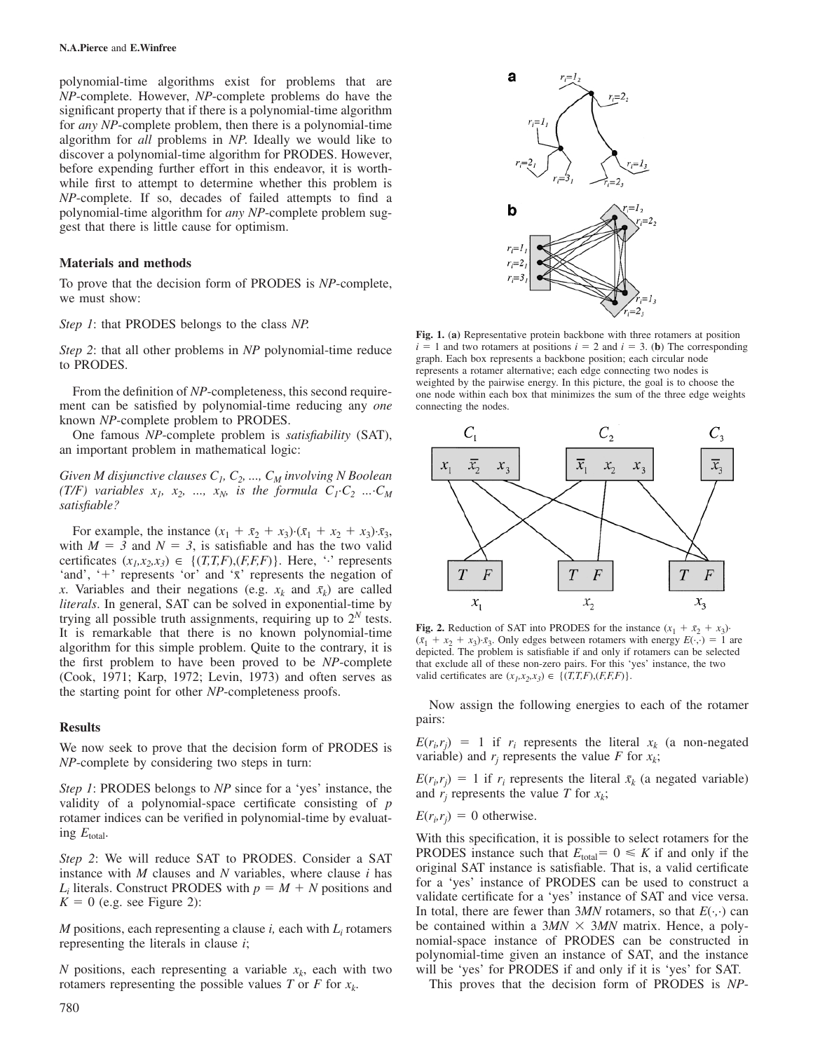polynomial-time algorithms exist for problems that are *NP*-complete. However, *NP*-complete problems do have the significant property that if there is a polynomial-time algorithm for *any NP*-complete problem, then there is a polynomial-time algorithm for *all* problems in *NP*. Ideally we would like to discover a polynomial-time algorithm for PRODES. However, before expending further effort in this endeavor, it is worthwhile first to attempt to determine whether this problem is *NP*-complete. If so, decades of failed attempts to find a polynomial-time algorithm for *any NP*-complete problem suggest that there is little cause for optimism.

## Materials and methods

To prove that the decision form of PRODES is *NP*-complete, we must show:

*Step 1*: that PRODES belongs to the class *NP*.

*Step 2*: that all other problems in *NP* polynomial-time reduce to PRODES.

From the definition of *NP*-completeness, this second requirement can be satisfied by polynomial-time reducing any *one* known *NP*-complete problem to PRODES.

One famous *NP*-complete problem is *satisfiability* (SAT), an important problem in mathematical logic:

*Given M disjunctive clauses $C_1, C_2, ..., C_M$ involving N Boolean (T/F) variables $x_1, x_2, ..., x_N$, is the formula $C_1 \cdot C_2 ... \cdot C_M$ satisfiable?*

For example, the instance $(x_1 + \bar{x}_2 + x_3) \cdot (\bar{x}_1 + x_2 + x_3) \cdot \bar{x}_3$, with $M = 3$ and $N = 3$, is satisfiable and has the two valid certificates $(x_1,x_2,x_3) \in \{(T,T,F),(F,F,F)\}$. Here, '$\cdot$' represents 'and', '+' represents 'or' and '$\bar{x}$' represents the negation of $x$. Variables and their negations (e.g. $x_k$ and $\bar{x}_k$) are called *literals*. In general, SAT can be solved in exponential-time by trying all possible truth assignments, requiring up to $2^N$ tests. It is remarkable that there is no known polynomial-time algorithm for this simple problem. Quite to the contrary, it is the first problem to have been proved to be *NP*-complete (Cook, 1971; Karp, 1972; Levin, 1973) and often serves as the starting point for other *NP*-completeness proofs.

## Results

We now seek to prove that the decision form of PRODES is *NP*-complete by considering two steps in turn:

*Step 1*: PRODES belongs to *NP* since for a 'yes' instance, the validity of a polynomial-space certificate consisting of $p$ rotamer indices can be verified in polynomial-time by evaluating $E_{\text{total}}$.

*Step 2*: We will reduce SAT to PRODES. Consider a SAT instance with $M$ clauses and $N$ variables, where clause $i$ has $L_i$ literals. Construct PRODES with $p = M + N$ positions and $K = 0$ (e.g. see Figure 2):

$M$ positions, each representing a clause $i$, each with $L_i$ rotamers representing the literals in clause $i$;

$N$ positions, each representing a variable $x_k$, each with two rotamers representing the possible values $T$ or $F$ for $x_k$.

**Fig. 1.** (**a**) Representative protein backbone with three rotamers at position $i = 1$ and two rotamers at positions $i = 2$ and $i = 3$. (**b**) The corresponding graph. Each box represents a backbone position; each circular node represents a rotamer alternative; each edge connecting two nodes is weighted by the pairwise energy. In this picture, the goal is to choose the one node within each box that minimizes the sum of the three edge weights connecting the nodes.

**Fig. 2.** Reduction of SAT into PRODES for the instance $(x_1 + \bar{x}_2 + x_3) \cdot (\bar{x}_1 + x_2 + x_3) \cdot \bar{x}_3$. Only edges between rotamers with energy $E(\cdot,\cdot) = 1$ are depicted. The problem is satisfiable if and only if rotamers can be selected that exclude all of these non-zero pairs. For this 'yes' instance, the two valid certificates are $(x_1,x_2,x_3) \in \{(T,T,F),(F,F,F)\}$.

Now assign the following energies to each of the rotamer pairs:

$E(r_i,r_j) = 1$ if $r_i$ represents the literal $x_k$ (a non-negated variable) and $r_j$ represents the value $F$ for $x_k$;

$E(r_i,r_j) = 1$ if $r_i$ represents the literal $\bar{x}_k$ (a negated variable) and $r_j$ represents the value $T$ for $x_k$;

$E(r_i,r_j) = 0$ otherwise.

With this specification, it is possible to select rotamers for the PRODES instance such that $E_{\text{total}} = 0 \leq K$ if and only if the original SAT instance is satisfiable. That is, a valid certificate for a 'yes' instance of PRODES can be used to construct a validate certificate for a 'yes' instance of SAT and vice versa. In total, there are fewer than $3MN$ rotamers, so that $E(\cdot,\cdot)$ can be contained within a $3MN \times 3MN$ matrix. Hence, a polynomial-space instance of PRODES can be constructed in polynomial-time given an instance of SAT, and the instance will be 'yes' for PRODES if and only if it is 'yes' for SAT.

This proves that the decision form of PRODES is *NP*-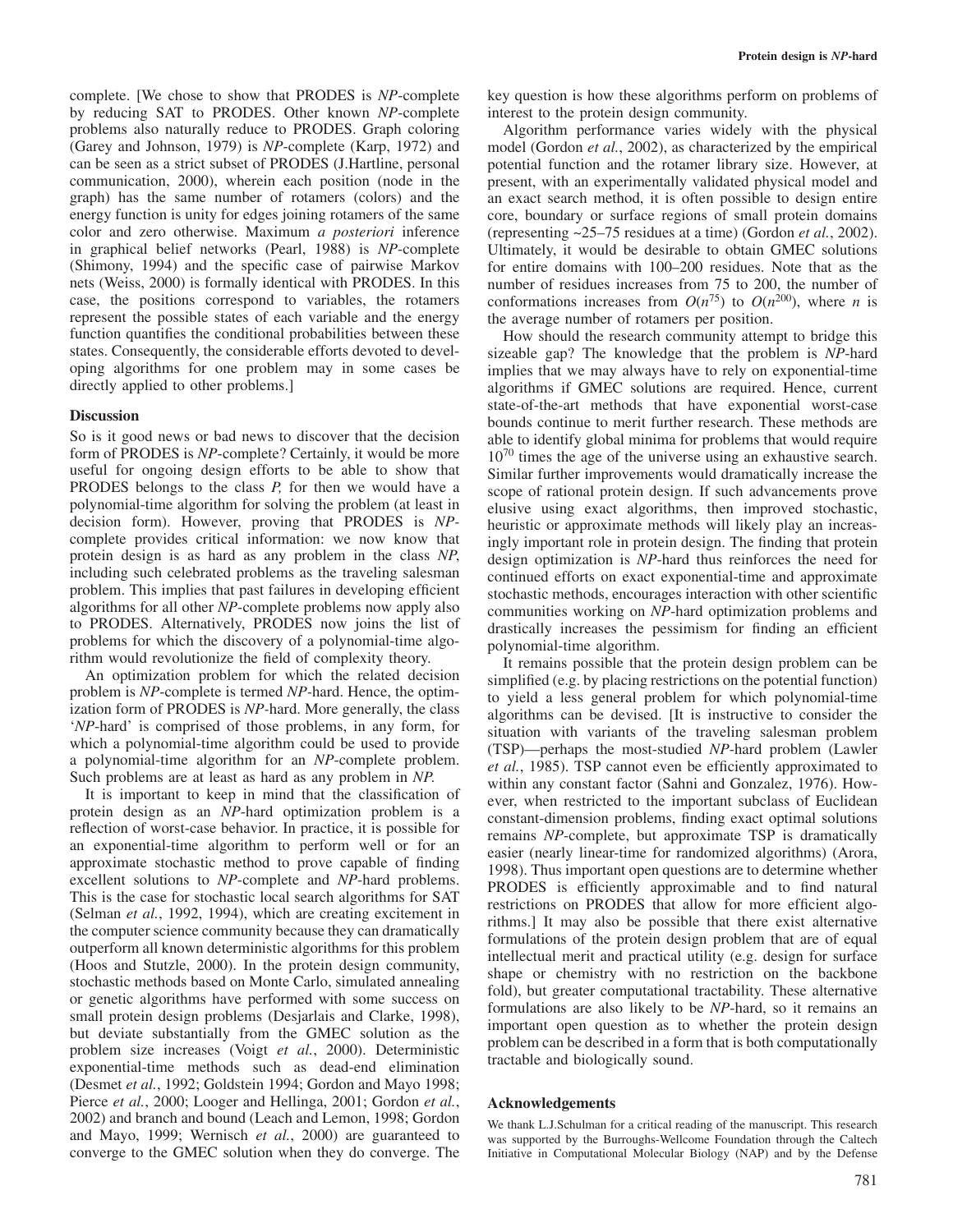complete. [We chose to show that PRODES is *NP*-complete by reducing SAT to PRODES. Other known *NP*-complete problems also naturally reduce to PRODES. Graph coloring (Garey and Johnson, 1979) is *NP*-complete (Karp, 1972) and can be seen as a strict subset of PRODES (J.Hartline, personal communication, 2000), wherein each position (node in the graph) has the same number of rotamers (colors) and the energy function is unity for edges joining rotamers of the same color and zero otherwise. Maximum *a posteriori* inference in graphical belief networks (Pearl, 1988) is *NP*-complete (Shimony, 1994) and the specific case of pairwise Markov nets (Weiss, 2000) is formally identical with PRODES. In this case, the positions correspond to variables, the rotamers represent the possible states of each variable and the energy function quantifies the conditional probabilities between these states. Consequently, the considerable efforts devoted to developing algorithms for one problem may in some cases be directly applied to other problems.]

## Discussion

So is it good news or bad news to discover that the decision form of PRODES is *NP*-complete? Certainly, it would be more useful for ongoing design efforts to be able to show that PRODES belongs to the class *P*, for then we would have a polynomial-time algorithm for solving the problem (at least in decision form). However, proving that PRODES is *NP*-complete provides critical information: we now know that protein design is as hard as any problem in the class *NP*, including such celebrated problems as the traveling salesman problem. This implies that past failures in developing efficient algorithms for all other *NP*-complete problems now apply also to PRODES. Alternatively, PRODES now joins the list of problems for which the discovery of a polynomial-time algorithm would revolutionize the field of complexity theory.

An optimization problem for which the related decision problem is *NP*-complete is termed *NP*-hard. Hence, the optimization form of PRODES is *NP*-hard. More generally, the class '*NP*-hard' is comprised of those problems, in any form, for which a polynomial-time algorithm could be used to provide a polynomial-time algorithm for an *NP*-complete problem. Such problems are at least as hard as any problem in *NP*.

It is important to keep in mind that the classification of protein design as an *NP*-hard optimization problem is a reflection of worst-case behavior. In practice, it is possible for an exponential-time algorithm to perform well or for an approximate stochastic method to prove capable of finding excellent solutions to *NP*-complete and *NP*-hard problems. This is the case for stochastic local search algorithms for SAT (Selman *et al.*, 1992, 1994), which are creating excitement in the computer science community because they can dramatically outperform all known deterministic algorithms for this problem (Hoos and Stutzle, 2000). In the protein design community, stochastic methods based on Monte Carlo, simulated annealing or genetic algorithms have performed with some success on small protein design problems (Desjarlais and Clarke, 1998), but deviate substantially from the GMEC solution as the problem size increases (Voigt *et al.*, 2000). Deterministic exponential-time methods such as dead-end elimination (Desmet *et al.*, 1992; Goldstein 1994; Gordon and Mayo 1998; Pierce *et al.*, 2000; Looger and Hellinga, 2001; Gordon *et al.*, 2002) and branch and bound (Leach and Lemon, 1998; Gordon and Mayo, 1999; Wernisch *et al.*, 2000) are guaranteed to converge to the GMEC solution when they do converge. The key question is how these algorithms perform on problems of interest to the protein design community.

Algorithm performance varies widely with the physical model (Gordon *et al.*, 2002), as characterized by the empirical potential function and the rotamer library size. However, at present, with an experimentally validated physical model and an exact search method, it is often possible to design entire core, boundary or surface regions of small protein domains (representing ~25–75 residues at a time) (Gordon *et al.*, 2002). Ultimately, it would be desirable to obtain GMEC solutions for entire domains with 100–200 residues. Note that as the number of residues increases from 75 to 200, the number of conformations increases from $O(n^{75})$ to $O(n^{200})$, where $n$ is the average number of rotamers per position.

How should the research community attempt to bridge this sizeable gap? The knowledge that the problem is *NP*-hard implies that we may always have to rely on exponential-time algorithms if GMEC solutions are required. Hence, current state-of-the-art methods that have exponential worst-case bounds continue to merit further research. These methods are able to identify global minima for problems that would require $10^{70}$ times the age of the universe using an exhaustive search. Similar further improvements would dramatically increase the scope of rational protein design. If such advancements prove elusive using exact algorithms, then improved stochastic, heuristic or approximate methods will likely play an increasingly important role in protein design. The finding that protein design optimization is *NP*-hard thus reinforces the need for continued efforts on exact exponential-time and approximate stochastic methods, encourages interaction with other scientific communities working on *NP*-hard optimization problems and drastically increases the pessimism for finding an efficient polynomial-time algorithm.

It remains possible that the protein design problem can be simplified (e.g. by placing restrictions on the potential function) to yield a less general problem for which polynomial-time algorithms can be devised. [It is instructive to consider the situation with variants of the traveling salesman problem (TSP)—perhaps the most-studied *NP*-hard problem (Lawler *et al.*, 1985). TSP cannot even be efficiently approximated to within any constant factor (Sahni and Gonzalez, 1976). However, when restricted to the important subclass of Euclidean constant-dimension problems, finding exact optimal solutions remains *NP*-complete, but approximate TSP is dramatically easier (nearly linear-time for randomized algorithms) (Arora, 1998). Thus important open questions are to determine whether PRODES is efficiently approximable and to find natural restrictions on PRODES that allow for more efficient algorithms.] It may also be possible that there exist alternative formulations of the protein design problem that are of equal intellectual merit and practical utility (e.g. design for surface shape or chemistry with no restriction on the backbone fold), but greater computational tractability. These alternative formulations are also likely to be *NP*-hard, so it remains an important open question as to whether the protein design problem can be described in a form that is both computationally tractable and biologically sound.

## Acknowledgements

We thank L.J.Schulman for a critical reading of the manuscript. This research was supported by the Burroughs-Wellcome Foundation through the Caltech Initiative in Computational Molecular Biology (NAP) and by the Defense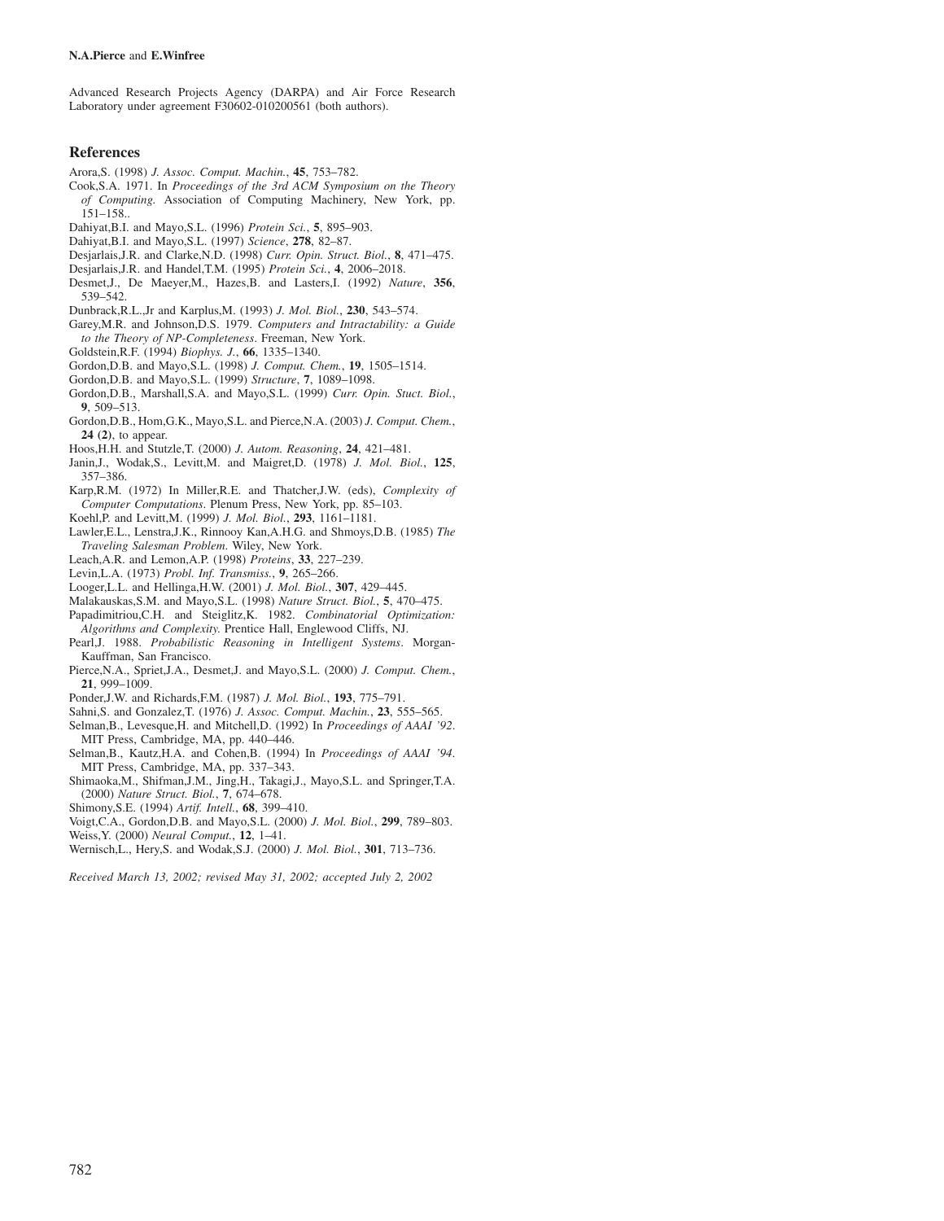Advanced Research Projects Agency (DARPA) and Air Force Research Laboratory under agreement F30602-010200561 (both authors).

## References

Arora,S. (1998) *J. Assoc. Comput. Machin.*, **45**, 753–782.

Cook,S.A. 1971. In *Proceedings of the 3rd ACM Symposium on the Theory of Computing.* Association of Computing Machinery, New York, pp. 151–158..

Dahiyat,B.I. and Mayo,S.L. (1996) *Protein Sci.*, **5**, 895–903.

Dahiyat,B.I. and Mayo,S.L. (1997) *Science*, **278**, 82–87.

Desjarlais,J.R. and Clarke,N.D. (1998) *Curr. Opin. Struct. Biol.*, **8**, 471–475.

Desjarlais,J.R. and Handel,T.M. (1995) *Protein Sci.*, **4**, 2006–2018.

Desmet,J., De Maeyer,M., Hazes,B. and Lasters,I. (1992) *Nature*, **356**, 539–542.

Dunbrack,R.L.,Jr and Karplus,M. (1993) *J. Mol. Biol.*, **230**, 543–574.

Garey,M.R. and Johnson,D.S. 1979. *Computers and Intractability: a Guide to the Theory of NP-Completeness*. Freeman, New York.

Goldstein,R.F. (1994) *Biophys. J.*, **66**, 1335–1340.

Gordon,D.B. and Mayo,S.L. (1998) *J. Comput. Chem.*, **19**, 1505–1514.

Gordon,D.B. and Mayo,S.L. (1999) *Structure*, **7**, 1089–1098.

Gordon,D.B., Marshall,S.A. and Mayo,S.L. (1999) *Curr. Opin. Stuct. Biol.*, **9**, 509–513.

Gordon,D.B., Hom,G.K., Mayo,S.L. and Pierce,N.A. (2003) *J. Comput. Chem.*, **24** (**2**), to appear.

Hoos,H.H. and Stutzle,T. (2000) *J. Autom. Reasoning*, **24**, 421–481.

Janin,J., Wodak,S., Levitt,M. and Maigret,D. (1978) *J. Mol. Biol.*, **125**, 357–386.

Karp,R.M. (1972) In Miller,R.E. and Thatcher,J.W. (eds), *Complexity of Computer Computations*. Plenum Press, New York, pp. 85–103.

Koehl,P. and Levitt,M. (1999) *J. Mol. Biol.*, **293**, 1161–1181.

Lawler,E.L., Lenstra,J.K., Rinnooy Kan,A.H.G. and Shmoys,D.B. (1985) *The Traveling Salesman Problem*. Wiley, New York.

Leach,A.R. and Lemon,A.P. (1998) *Proteins*, **33**, 227–239.

Levin,L.A. (1973) *Probl. Inf. Transmiss.*, **9**, 265–266.

Looger,L.L. and Hellinga,H.W. (2001) *J. Mol. Biol.*, **307**, 429–445.

Malakauskas,S.M. and Mayo,S.L. (1998) *Nature Struct. Biol.*, **5**, 470–475.

Papadimitriou,C.H. and Steiglitz,K. 1982. *Combinatorial Optimization: Algorithms and Complexity.* Prentice Hall, Englewood Cliffs, NJ.

Pearl,J. 1988. *Probabilistic Reasoning in Intelligent Systems*. Morgan-Kauffman, San Francisco.

Pierce,N.A., Spriet,J.A., Desmet,J. and Mayo,S.L. (2000) *J. Comput. Chem.*, **21**, 999–1009.

Ponder,J.W. and Richards,F.M. (1987) *J. Mol. Biol.*, **193**, 775–791.

Sahni,S. and Gonzalez,T. (1976) *J. Assoc. Comput. Machin.*, **23**, 555–565.

Selman,B., Levesque,H. and Mitchell,D. (1992) In *Proceedings of AAAI '92*. MIT Press, Cambridge, MA, pp. 440–446.

Selman,B., Kautz,H.A. and Cohen,B. (1994) In *Proceedings of AAAI '94*. MIT Press, Cambridge, MA, pp. 337–343.

Shimaoka,M., Shifman,J.M., Jing,H., Takagi,J., Mayo,S.L. and Springer,T.A. (2000) *Nature Struct. Biol.*, **7**, 674–678.

Shimony,S.E. (1994) *Artif. Intell.*, **68**, 399–410.

Voigt,C.A., Gordon,D.B. and Mayo,S.L. (2000) *J. Mol. Biol.*, **299**, 789–803.

Weiss,Y. (2000) *Neural Comput.*, **12**, 1–41.

Wernisch,L., Hery,S. and Wodak,S.J. (2000) *J. Mol. Biol.*, **301**, 713–736.

*Received March 13, 2002; revised May 31, 2002; accepted July 2, 2002*